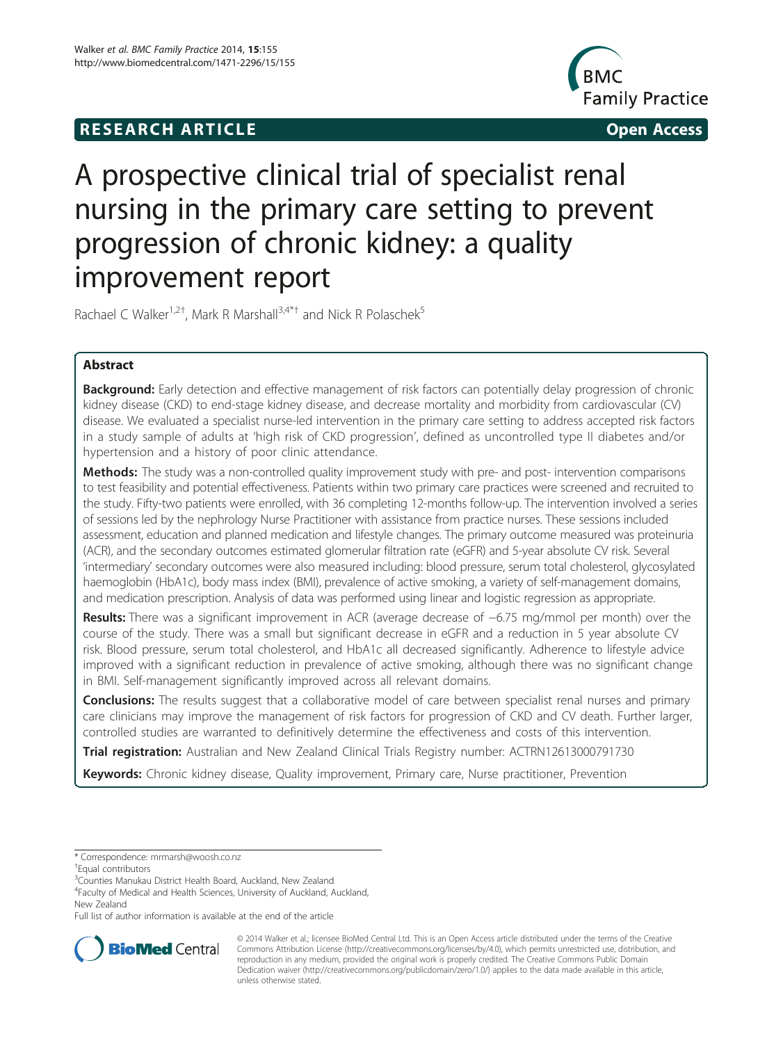RESEARCH ARTICLE Open Access

# A prospective clinical trial of specialist renal nursing in the primary care setting to prevent progression of chronic kidney: a quality improvement report

Rachael C Walker[1,2†], Mark R Marshall[3,4*†] and Nick R Polaschek[5]

## Abstract

**Background:** Early detection and effective management of risk factors can potentially delay progression of chronic kidney disease (CKD) to end-stage kidney disease, and decrease mortality and morbidity from cardiovascular (CV) disease. We evaluated a specialist nurse-led intervention in the primary care setting to address accepted risk factors in a study sample of adults at 'high risk of CKD progression', defined as uncontrolled type II diabetes and/or hypertension and a history of poor clinic attendance.

**Methods:** The study was a non-controlled quality improvement study with pre- and post- intervention comparisons to test feasibility and potential effectiveness. Patients within two primary care practices were screened and recruited to the study. Fifty-two patients were enrolled, with 36 completing 12-months follow-up. The intervention involved a series of sessions led by the nephrology Nurse Practitioner with assistance from practice nurses. These sessions included assessment, education and planned medication and lifestyle changes. The primary outcome measured was proteinuria (ACR), and the secondary outcomes estimated glomerular filtration rate (eGFR) and 5-year absolute CV risk. Several 'intermediary' secondary outcomes were also measured including: blood pressure, serum total cholesterol, glycosylated haemoglobin (HbA1c), body mass index (BMI), prevalence of active smoking, a variety of self-management domains, and medication prescription. Analysis of data was performed using linear and logistic regression as appropriate.

**Results:** There was a significant improvement in ACR (average decrease of −6.75 mg/mmol per month) over the course of the study. There was a small but significant decrease in eGFR and a reduction in 5 year absolute CV risk. Blood pressure, serum total cholesterol, and HbA1c all decreased significantly. Adherence to lifestyle advice improved with a significant reduction in prevalence of active smoking, although there was no significant change in BMI. Self-management significantly improved across all relevant domains.

**Conclusions:** The results suggest that a collaborative model of care between specialist renal nurses and primary care clinicians may improve the management of risk factors for progression of CKD and CV death. Further larger, controlled studies are warranted to definitively determine the effectiveness and costs of this intervention.

**Trial registration:** Australian and New Zealand Clinical Trials Registry number: ACTRN12613000791730

**Keywords:** Chronic kidney disease, Quality improvement, Primary care, Nurse practitioner, Prevention

* Correspondence: mrmarsh@woosh.co.nz
† Equal contributors
[3] Counties Manukau District Health Board, Auckland, New Zealand
[4] Faculty of Medical and Health Sciences, University of Auckland, Auckland, New Zealand
Full list of author information is available at the end of the article

© 2014 Walker et al.; licensee BioMed Central Ltd. This is an Open Access article distributed under the terms of the Creative Commons Attribution License (http://creativecommons.org/licenses/by/4.0), which permits unrestricted use, distribution, and reproduction in any medium, provided the original work is properly credited. The Creative Commons Public Domain Dedication waiver (http://creativecommons.org/publicdomain/zero/1.0/) applies to the data made available in this article, unless otherwise stated.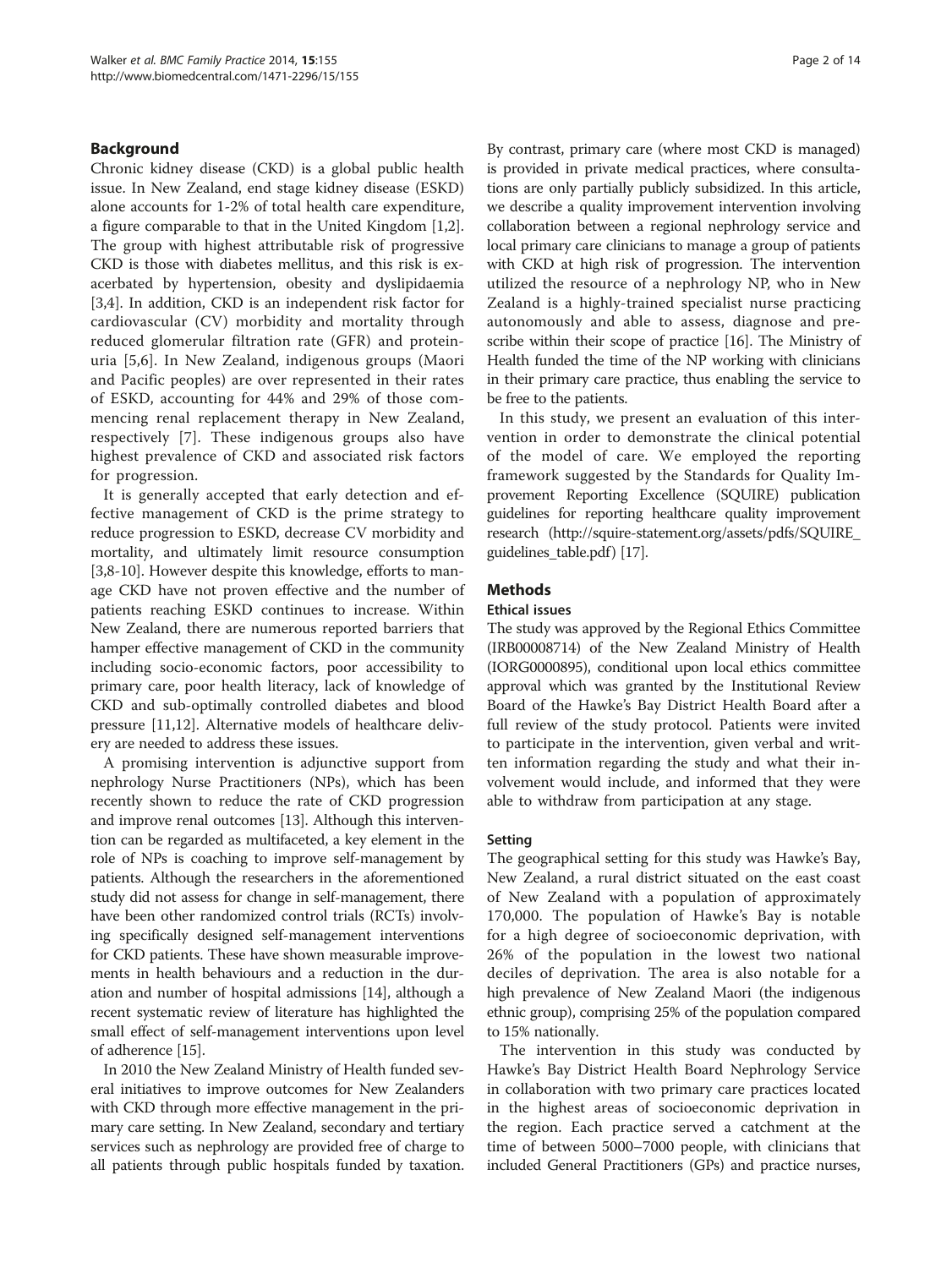## Background

Chronic kidney disease (CKD) is a global public health issue. In New Zealand, end stage kidney disease (ESKD) alone accounts for 1-2% of total health care expenditure, a figure comparable to that in the United Kingdom [1,2]. The group with highest attributable risk of progressive CKD is those with diabetes mellitus, and this risk is exacerbated by hypertension, obesity and dyslipidaemia [3,4]. In addition, CKD is an independent risk factor for cardiovascular (CV) morbidity and mortality through reduced glomerular filtration rate (GFR) and proteinuria [5,6]. In New Zealand, indigenous groups (Maori and Pacific peoples) are over represented in their rates of ESKD, accounting for 44% and 29% of those commencing renal replacement therapy in New Zealand, respectively [7]. These indigenous groups also have highest prevalence of CKD and associated risk factors for progression.

It is generally accepted that early detection and effective management of CKD is the prime strategy to reduce progression to ESKD, decrease CV morbidity and mortality, and ultimately limit resource consumption [3,8-10]. However despite this knowledge, efforts to manage CKD have not proven effective and the number of patients reaching ESKD continues to increase. Within New Zealand, there are numerous reported barriers that hamper effective management of CKD in the community including socio-economic factors, poor accessibility to primary care, poor health literacy, lack of knowledge of CKD and sub-optimally controlled diabetes and blood pressure [11,12]. Alternative models of healthcare delivery are needed to address these issues.

A promising intervention is adjunctive support from nephrology Nurse Practitioners (NPs), which has been recently shown to reduce the rate of CKD progression and improve renal outcomes [13]. Although this intervention can be regarded as multifaceted, a key element in the role of NPs is coaching to improve self-management by patients. Although the researchers in the aforementioned study did not assess for change in self-management, there have been other randomized control trials (RCTs) involving specifically designed self-management interventions for CKD patients. These have shown measurable improvements in health behaviours and a reduction in the duration and number of hospital admissions [14], although a recent systematic review of literature has highlighted the small effect of self-management interventions upon level of adherence [15].

In 2010 the New Zealand Ministry of Health funded several initiatives to improve outcomes for New Zealanders with CKD through more effective management in the primary care setting. In New Zealand, secondary and tertiary services such as nephrology are provided free of charge to all patients through public hospitals funded by taxation. By contrast, primary care (where most CKD is managed) is provided in private medical practices, where consultations are only partially publicly subsidized. In this article, we describe a quality improvement intervention involving collaboration between a regional nephrology service and local primary care clinicians to manage a group of patients with CKD at high risk of progression. The intervention utilized the resource of a nephrology NP, who in New Zealand is a highly-trained specialist nurse practicing autonomously and able to assess, diagnose and prescribe within their scope of practice [16]. The Ministry of Health funded the time of the NP working with clinicians in their primary care practice, thus enabling the service to be free to the patients.

In this study, we present an evaluation of this intervention in order to demonstrate the clinical potential of the model of care. We employed the reporting framework suggested by the Standards for Quality Improvement Reporting Excellence (SQUIRE) publication guidelines for reporting healthcare quality improvement research (http://squire-statement.org/assets/pdfs/SQUIRE_guidelines_table.pdf) [17].

## Methods

### Ethical issues

The study was approved by the Regional Ethics Committee (IRB00008714) of the New Zealand Ministry of Health (IORG0000895), conditional upon local ethics committee approval which was granted by the Institutional Review Board of the Hawke's Bay District Health Board after a full review of the study protocol. Patients were invited to participate in the intervention, given verbal and written information regarding the study and what their involvement would include, and informed that they were able to withdraw from participation at any stage.

### Setting

The geographical setting for this study was Hawke's Bay, New Zealand, a rural district situated on the east coast of New Zealand with a population of approximately 170,000. The population of Hawke's Bay is notable for a high degree of socioeconomic deprivation, with 26% of the population in the lowest two national deciles of deprivation. The area is also notable for a high prevalence of New Zealand Maori (the indigenous ethnic group), comprising 25% of the population compared to 15% nationally.

The intervention in this study was conducted by Hawke's Bay District Health Board Nephrology Service in collaboration with two primary care practices located in the highest areas of socioeconomic deprivation in the region. Each practice served a catchment at the time of between 5000–7000 people, with clinicians that included General Practitioners (GPs) and practice nurses,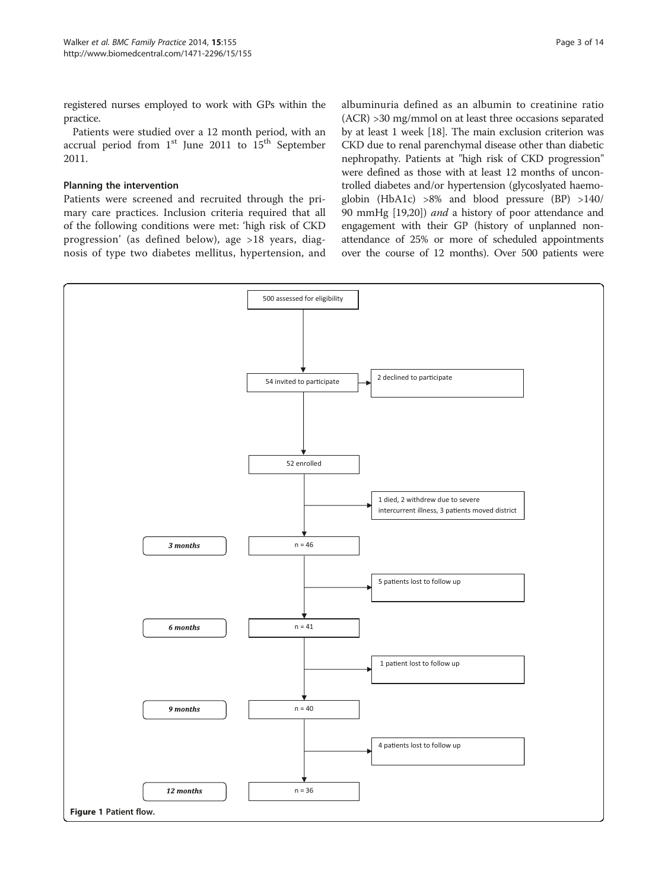registered nurses employed to work with GPs within the practice.

Patients were studied over a 12 month period, with an accrual period from 1st June 2011 to 15th September 2011.

### Planning the intervention

Patients were screened and recruited through the primary care practices. Inclusion criteria required that all of the following conditions were met: 'high risk of CKD progression' (as defined below), age >18 years, diagnosis of type two diabetes mellitus, hypertension, and albuminuria defined as an albumin to creatinine ratio (ACR) >30 mg/mmol on at least three occasions separated by at least 1 week [18]. The main exclusion criterion was CKD due to renal parenchymal disease other than diabetic nephropathy. Patients at "high risk of CKD progression" were defined as those with at least 12 months of uncontrolled diabetes and/or hypertension (glycoslyated haemoglobin (HbA1c) >8% and blood pressure (BP) >140/90 mmHg [19,20]) *and* a history of poor attendance and engagement with their GP (history of unplanned non-attendance of 25% or more of scheduled appointments over the course of 12 months). Over 500 patients were

500 assessed for eligibility

54 invited to participate → 2 declined to participate

52 enrolled → 1 died, 2 withdrew due to severe intercurrent illness, 3 patients moved district

*3 months* n = 46 → 5 patients lost to follow up

*6 months* n = 41 → 1 patient lost to follow up

*9 months* n = 40 → 4 patients lost to follow up

*12 months* n = 36

**Figure 1** Patient flow.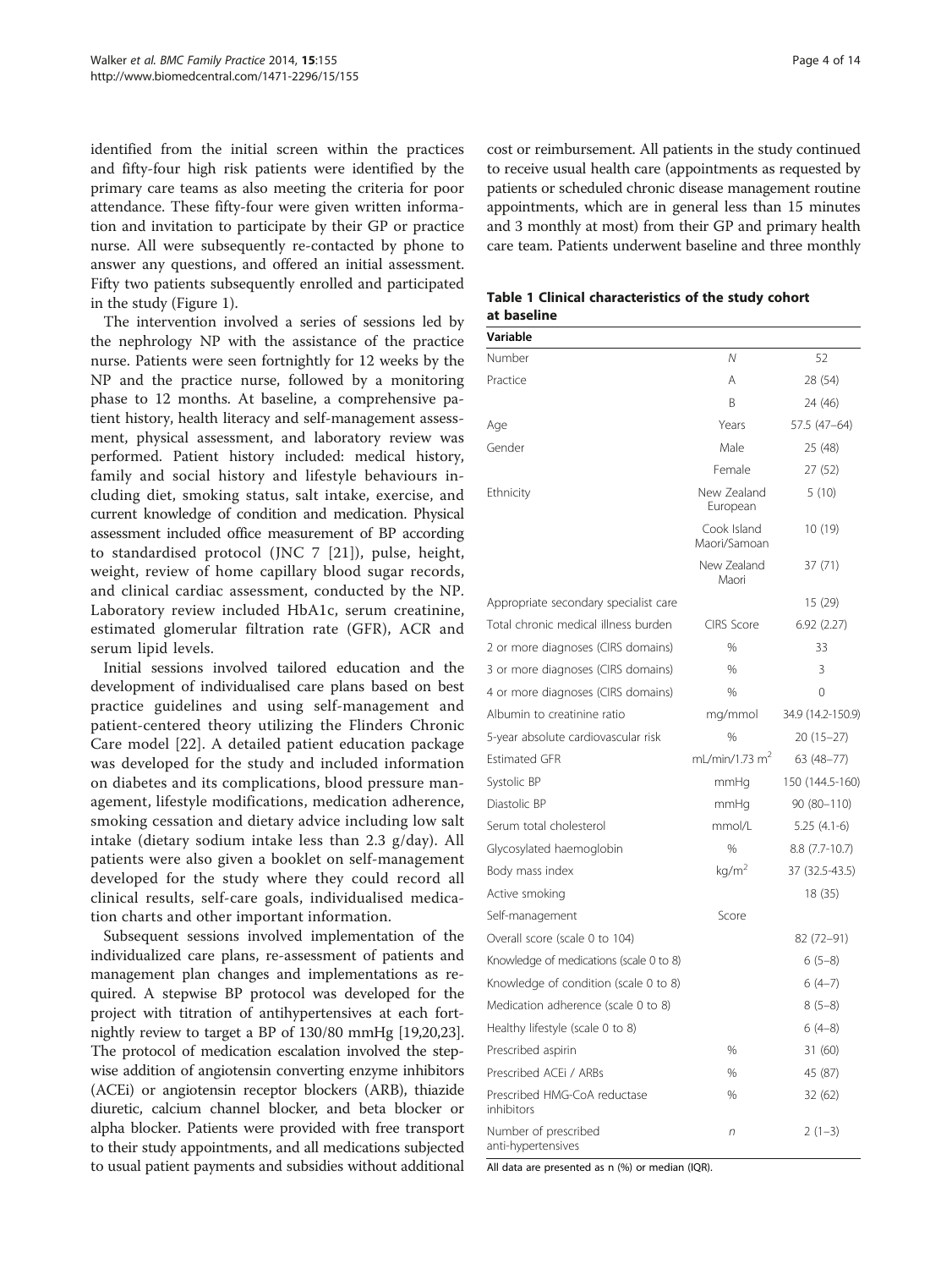identified from the initial screen within the practices and fifty-four high risk patients were identified by the primary care teams as also meeting the criteria for poor attendance. These fifty-four were given written information and invitation to participate by their GP or practice nurse. All were subsequently re-contacted by phone to answer any questions, and offered an initial assessment. Fifty two patients subsequently enrolled and participated in the study (Figure 1).

The intervention involved a series of sessions led by the nephrology NP with the assistance of the practice nurse. Patients were seen fortnightly for 12 weeks by the NP and the practice nurse, followed by a monitoring phase to 12 months. At baseline, a comprehensive patient history, health literacy and self-management assessment, physical assessment, and laboratory review was performed. Patient history included: medical history, family and social history and lifestyle behaviours including diet, smoking status, salt intake, exercise, and current knowledge of condition and medication. Physical assessment included office measurement of BP according to standardised protocol (JNC 7 [21]), pulse, height, weight, review of home capillary blood sugar records, and clinical cardiac assessment, conducted by the NP. Laboratory review included HbA1c, serum creatinine, estimated glomerular filtration rate (GFR), ACR and serum lipid levels.

Initial sessions involved tailored education and the development of individualised care plans based on best practice guidelines and using self-management and patient-centered theory utilizing the Flinders Chronic Care model [22]. A detailed patient education package was developed for the study and included information on diabetes and its complications, blood pressure management, lifestyle modifications, medication adherence, smoking cessation and dietary advice including low salt intake (dietary sodium intake less than 2.3 g/day). All patients were also given a booklet on self-management developed for the study where they could record all clinical results, self-care goals, individualised medication charts and other important information.

Subsequent sessions involved implementation of the individualized care plans, re-assessment of patients and management plan changes and implementations as required. A stepwise BP protocol was developed for the project with titration of antihypertensives at each fortnightly review to target a BP of 130/80 mmHg [19,20,23]. The protocol of medication escalation involved the stepwise addition of angiotensin converting enzyme inhibitors (ACEi) or angiotensin receptor blockers (ARB), thiazide diuretic, calcium channel blocker, and beta blocker or alpha blocker. Patients were provided with free transport to their study appointments, and all medications subjected to usual patient payments and subsidies without additional cost or reimbursement. All patients in the study continued to receive usual health care (appointments as requested by patients or scheduled chronic disease management routine appointments, which are in general less than 15 minutes and 3 monthly at most) from their GP and primary health care team. Patients underwent baseline and three monthly

**Table 1 Clinical characteristics of the study cohort at baseline**

| Variable | | |
|---|---|---|
| Number | N | 52 |
| Practice | A | 28 (54) |
| | B | 24 (46) |
| Age | Years | 57.5 (47–64) |
| Gender | Male | 25 (48) |
| | Female | 27 (52) |
| Ethnicity | New Zealand European | 5 (10) |
| | Cook Island Maori/Samoan | 10 (19) |
| | New Zealand Maori | 37 (71) |
| Appropriate secondary specialist care | | 15 (29) |
| Total chronic medical illness burden | CIRS Score | 6.92 (2.27) |
| 2 or more diagnoses (CIRS domains) | % | 33 |
| 3 or more diagnoses (CIRS domains) | % | 3 |
| 4 or more diagnoses (CIRS domains) | % | 0 |
| Albumin to creatinine ratio | mg/mmol | 34.9 (14.2-150.9) |
| 5-year absolute cardiovascular risk | % | 20 (15–27) |
| Estimated GFR | mL/min/1.73 m$^2$ | 63 (48–77) |
| Systolic BP | mmHg | 150 (144.5-160) |
| Diastolic BP | mmHg | 90 (80–110) |
| Serum total cholesterol | mmol/L | 5.25 (4.1-6) |
| Glycosylated haemoglobin | % | 8.8 (7.7-10.7) |
| Body mass index | kg/m$^2$ | 37 (32.5-43.5) |
| Active smoking | | 18 (35) |
| Self-management | Score | |
| Overall score (scale 0 to 104) | | 82 (72–91) |
| Knowledge of medications (scale 0 to 8) | | 6 (5–8) |
| Knowledge of condition (scale 0 to 8) | | 6 (4–7) |
| Medication adherence (scale 0 to 8) | | 8 (5–8) |
| Healthy lifestyle (scale 0 to 8) | | 6 (4–8) |
| Prescribed aspirin | % | 31 (60) |
| Prescribed ACEi / ARBs | % | 45 (87) |
| Prescribed HMG-CoA reductase inhibitors | % | 32 (62) |
| Number of prescribed anti-hypertensives | n | 2 (1–3) |

All data are presented as n (%) or median (IQR).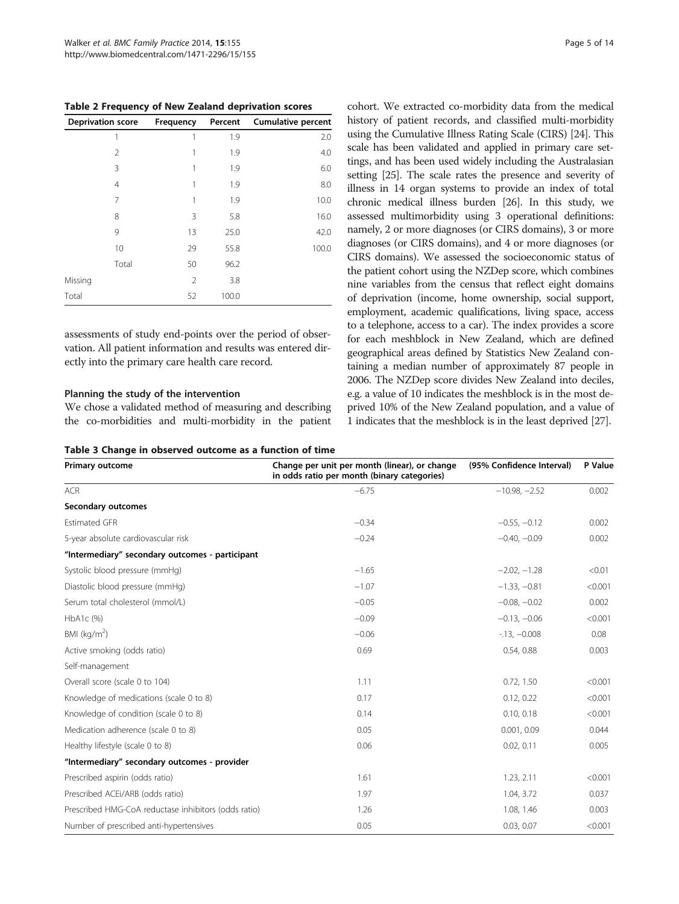**Table 2 Frequency of New Zealand deprivation scores**

| Deprivation score | | Frequency | Percent | Cumulative percent |
|---|---|---|---|---|
| | 1 | 1 | 1.9 | 2.0 |
| | 2 | 1 | 1.9 | 4.0 |
| | 3 | 1 | 1.9 | 6.0 |
| | 4 | 1 | 1.9 | 8.0 |
| | 7 | 1 | 1.9 | 10.0 |
| | 8 | 3 | 5.8 | 16.0 |
| | 9 | 13 | 25.0 | 42.0 |
| | 10 | 29 | 55.8 | 100.0 |
| | Total | 50 | 96.2 | |
| Missing | | 2 | 3.8 | |
| Total | | 52 | 100.0 | |

assessments of study end-points over the period of observation. All patient information and results was entered directly into the primary care health care record.

### Planning the study of the intervention

We chose a validated method of measuring and describing the co-morbidities and multi-morbidity in the patient cohort. We extracted co-morbidity data from the medical history of patient records, and classified multi-morbidity using the Cumulative Illness Rating Scale (CIRS) [24]. This scale has been validated and applied in primary care settings, and has been used widely including the Australasian setting [25]. The scale rates the presence and severity of illness in 14 organ systems to provide an index of total chronic medical illness burden [26]. In this study, we assessed multimorbidity using 3 operational definitions: namely, 2 or more diagnoses (or CIRS domains), 3 or more diagnoses (or CIRS domains), and 4 or more diagnoses (or CIRS domains). We assessed the socioeconomic status of the patient cohort using the NZDep score, which combines nine variables from the census that reflect eight domains of deprivation (income, home ownership, social support, employment, academic qualifications, living space, access to a telephone, access to a car). The index provides a score for each meshblock in New Zealand, which are defined geographical areas defined by Statistics New Zealand containing a median number of approximately 87 people in 2006. The NZDep score divides New Zealand into deciles, e.g. a value of 10 indicates the meshblock is in the most deprived 10% of the New Zealand population, and a value of 1 indicates that the meshblock is in the least deprived [27].

**Table 3 Change in observed outcome as a function of time**

| Primary outcome | Change per unit per month (linear), or change in odds ratio per month (binary categories) | (95% Confidence Interval) | P Value |
|---|---|---|---|
| ACR | −6.75 | −10.98, −2.52 | 0.002 |
| **Secondary outcomes** | | | |
| Estimated GFR | −0.34 | −0.55, −0.12 | 0.002 |
| 5-year absolute cardiovascular risk | −0.24 | −0.40, −0.09 | 0.002 |
| **"Intermediary" secondary outcomes - participant** | | | |
| Systolic blood pressure (mmHg) | −1.65 | −2.02, −1.28 | <0.01 |
| Diastolic blood pressure (mmHg) | −1.07 | −1.33, −0.81 | <0.001 |
| Serum total cholesterol (mmol/L) | −0.05 | −0.08, −0.02 | 0.002 |
| HbA1c (%) | −0.09 | −0.13, −0.06 | <0.001 |
| BMI (kg/m$^2$) | −0.06 | -.13, −0.008 | 0.08 |
| Active smoking (odds ratio) | 0.69 | 0.54, 0.88 | 0.003 |
| Self-management | | | |
| Overall score (scale 0 to 104) | 1.11 | 0.72, 1.50 | <0.001 |
| Knowledge of medications (scale 0 to 8) | 0.17 | 0.12, 0.22 | <0.001 |
| Knowledge of condition (scale 0 to 8) | 0.14 | 0.10, 0.18 | <0.001 |
| Medication adherence (scale 0 to 8) | 0.05 | 0.001, 0.09 | 0.044 |
| Healthy lifestyle (scale 0 to 8) | 0.06 | 0.02, 0.11 | 0.005 |
| **"Intermediary" secondary outcomes - provider** | | | |
| Prescribed aspirin (odds ratio) | 1.61 | 1.23, 2.11 | <0.001 |
| Prescribed ACEi/ARB (odds ratio) | 1.97 | 1.04, 3.72 | 0.037 |
| Prescribed HMG-CoA reductase inhibitors (odds ratio) | 1.26 | 1.08, 1.46 | 0.003 |
| Number of prescribed anti-hypertensives | 0.05 | 0.03, 0.07 | <0.001 |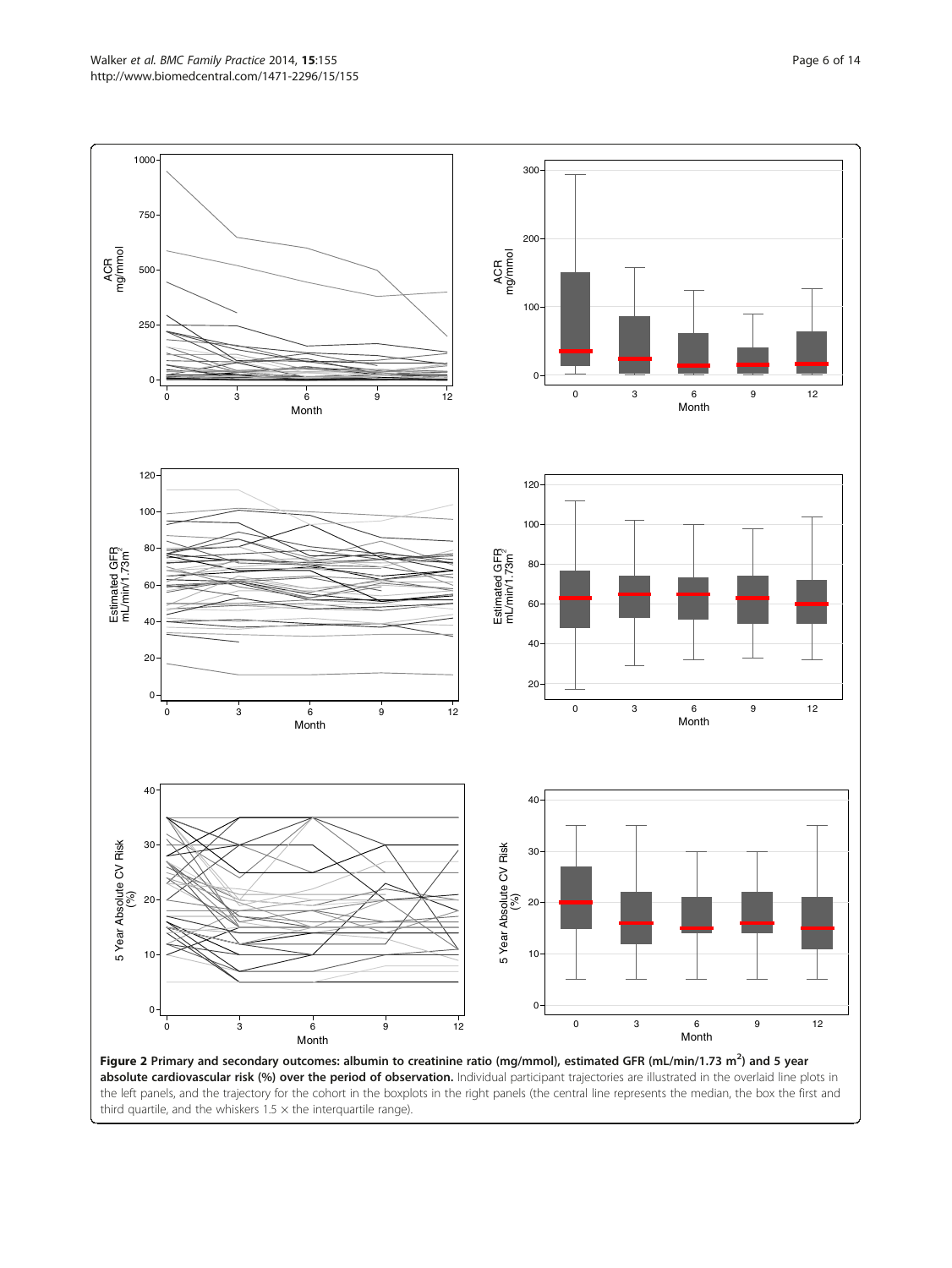**Figure 2 Primary and secondary outcomes: albumin to creatinine ratio (mg/mmol), estimated GFR (mL/min/1.73 m$^2$) and 5 year absolute cardiovascular risk (%) over the period of observation.** Individual participant trajectories are illustrated in the overlaid line plots in the left panels, and the trajectory for the cohort in the boxplots in the right panels (the central line represents the median, the box the first and third quartile, and the whiskers 1.5 × the interquartile range).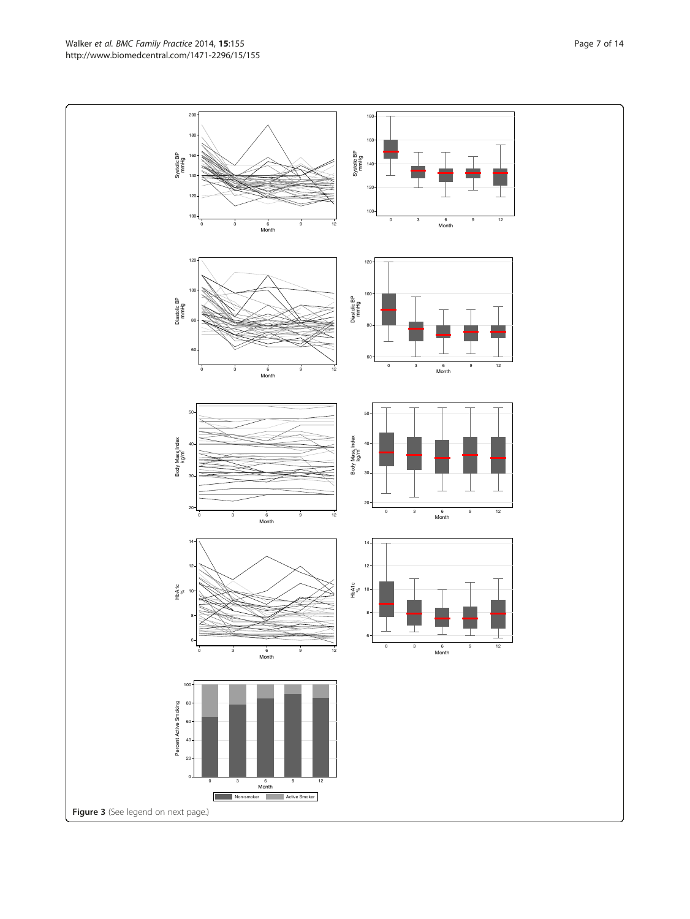**Figure 3** (See legend on next page.)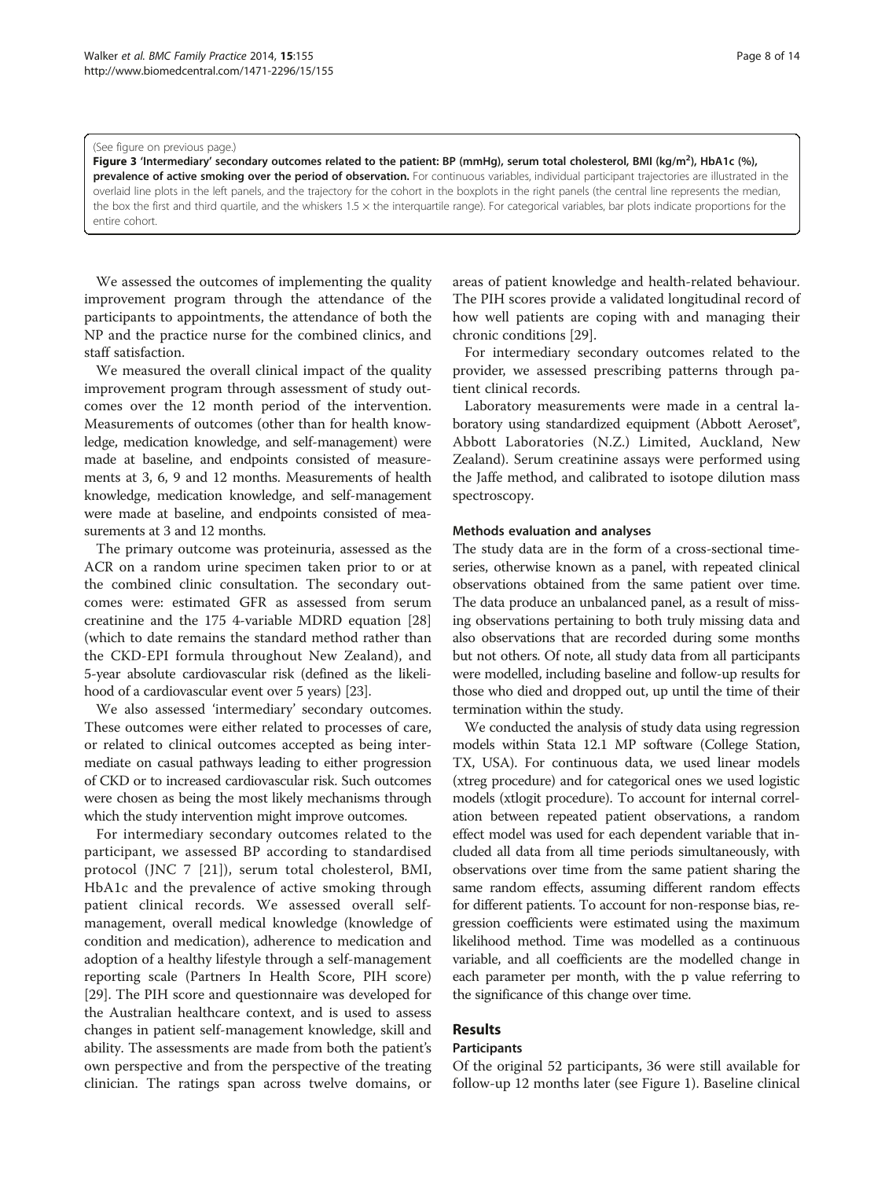(See figure on previous page.)

**Figure 3 'Intermediary' secondary outcomes related to the patient: BP (mmHg), serum total cholesterol, BMI (kg/m$^2$), HbA1c (%), prevalence of active smoking over the period of observation.** For continuous variables, individual participant trajectories are illustrated in the overlaid line plots in the left panels, and the trajectory for the cohort in the boxplots in the right panels (the central line represents the median, the box the first and third quartile, and the whiskers 1.5 × the interquartile range). For categorical variables, bar plots indicate proportions for the entire cohort.

We assessed the outcomes of implementing the quality improvement program through the attendance of the participants to appointments, the attendance of both the NP and the practice nurse for the combined clinics, and staff satisfaction.

We measured the overall clinical impact of the quality improvement program through assessment of study outcomes over the 12 month period of the intervention. Measurements of outcomes (other than for health knowledge, medication knowledge, and self-management) were made at baseline, and endpoints consisted of measurements at 3, 6, 9 and 12 months. Measurements of health knowledge, medication knowledge, and self-management were made at baseline, and endpoints consisted of measurements at 3 and 12 months.

The primary outcome was proteinuria, assessed as the ACR on a random urine specimen taken prior to or at the combined clinic consultation. The secondary outcomes were: estimated GFR as assessed from serum creatinine and the 175 4-variable MDRD equation [28] (which to date remains the standard method rather than the CKD-EPI formula throughout New Zealand), and 5-year absolute cardiovascular risk (defined as the likelihood of a cardiovascular event over 5 years) [23].

We also assessed 'intermediary' secondary outcomes. These outcomes were either related to processes of care, or related to clinical outcomes accepted as being intermediate on casual pathways leading to either progression of CKD or to increased cardiovascular risk. Such outcomes were chosen as being the most likely mechanisms through which the study intervention might improve outcomes.

For intermediary secondary outcomes related to the participant, we assessed BP according to standardised protocol (JNC 7 [21]), serum total cholesterol, BMI, HbA1c and the prevalence of active smoking through patient clinical records. We assessed overall self-management, overall medical knowledge (knowledge of condition and medication), adherence to medication and adoption of a healthy lifestyle through a self-management reporting scale (Partners In Health Score, PIH score) [29]. The PIH score and questionnaire was developed for the Australian healthcare context, and is used to assess changes in patient self-management knowledge, skill and ability. The assessments are made from both the patient's own perspective and from the perspective of the treating clinician. The ratings span across twelve domains, or areas of patient knowledge and health-related behaviour. The PIH scores provide a validated longitudinal record of how well patients are coping with and managing their chronic conditions [29].

For intermediary secondary outcomes related to the provider, we assessed prescribing patterns through patient clinical records.

Laboratory measurements were made in a central laboratory using standardized equipment (Abbott Aeroset®, Abbott Laboratories (N.Z.) Limited, Auckland, New Zealand). Serum creatinine assays were performed using the Jaffe method, and calibrated to isotope dilution mass spectroscopy.

### Methods evaluation and analyses

The study data are in the form of a cross-sectional time-series, otherwise known as a panel, with repeated clinical observations obtained from the same patient over time. The data produce an unbalanced panel, as a result of missing observations pertaining to both truly missing data and also observations that are recorded during some months but not others. Of note, all study data from all participants were modelled, including baseline and follow-up results for those who died and dropped out, up until the time of their termination within the study.

We conducted the analysis of study data using regression models within Stata 12.1 MP software (College Station, TX, USA). For continuous data, we used linear models (xtreg procedure) and for categorical ones we used logistic models (xtlogit procedure). To account for internal correlation between repeated patient observations, a random effect model was used for each dependent variable that included all data from all time periods simultaneously, with observations over time from the same patient sharing the same random effects, assuming different random effects for different patients. To account for non-response bias, regression coefficients were estimated using the maximum likelihood method. Time was modelled as a continuous variable, and all coefficients are the modelled change in each parameter per month, with the p value referring to the significance of this change over time.

## Results

### Participants

Of the original 52 participants, 36 were still available for follow-up 12 months later (see Figure 1). Baseline clinical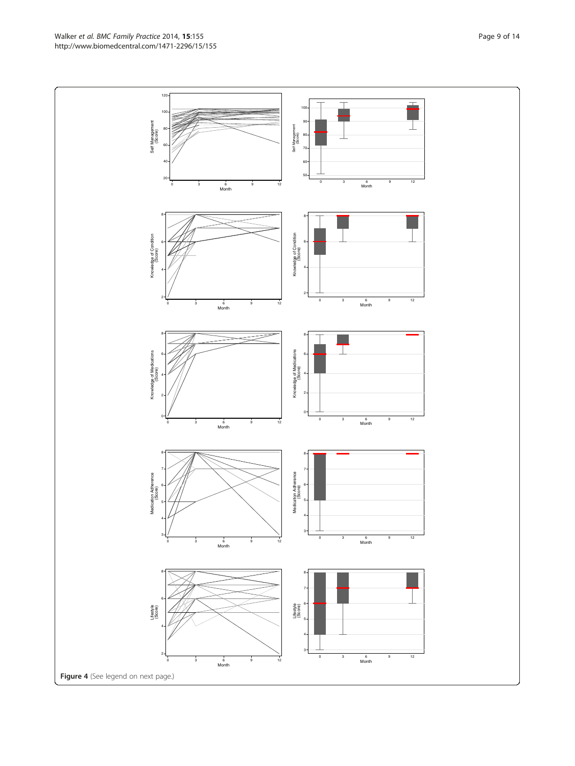**Figure 4** (See legend on next page.)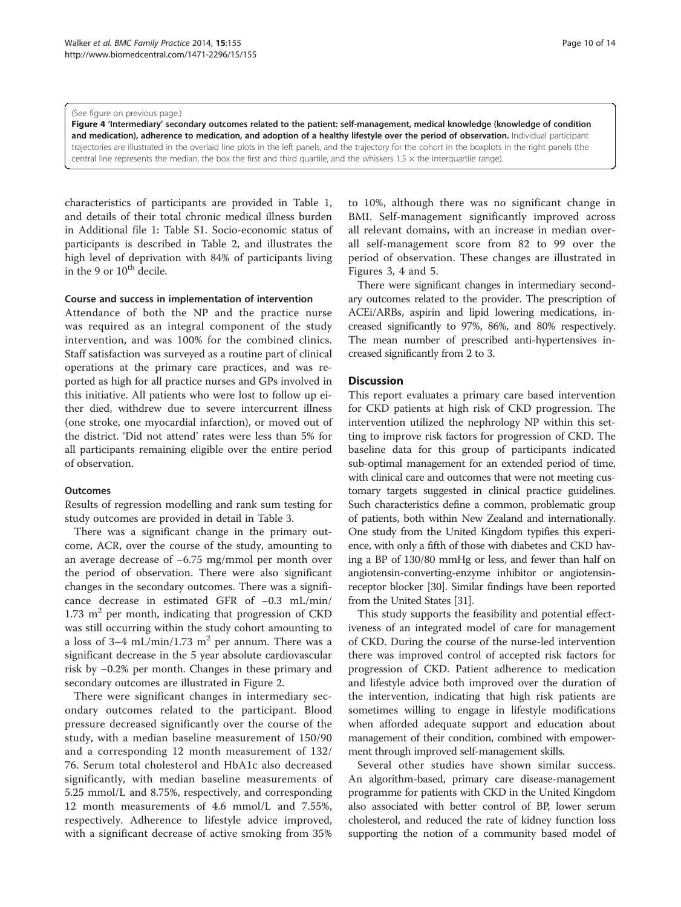(See figure on previous page.)

**Figure 4 'Intermediary' secondary outcomes related to the patient: self-management, medical knowledge (knowledge of condition and medication), adherence to medication, and adoption of a healthy lifestyle over the period of observation.** Individual participant trajectories are illustrated in the overlaid line plots in the left panels, and the trajectory for the cohort in the boxplots in the right panels (the central line represents the median, the box the first and third quartile, and the whiskers 1.5 × the interquartile range).

characteristics of participants are provided in Table 1, and details of their total chronic medical illness burden in Additional file 1: Table S1. Socio-economic status of participants is described in Table 2, and illustrates the high level of deprivation with 84% of participants living in the 9 or 10$^{th}$ decile.

### Course and success in implementation of intervention

Attendance of both the NP and the practice nurse was required as an integral component of the study intervention, and was 100% for the combined clinics. Staff satisfaction was surveyed as a routine part of clinical operations at the primary care practices, and was reported as high for all practice nurses and GPs involved in this initiative. All patients who were lost to follow up either died, withdrew due to severe intercurrent illness (one stroke, one myocardial infarction), or moved out of the district. 'Did not attend' rates were less than 5% for all participants remaining eligible over the entire period of observation.

### Outcomes

Results of regression modelling and rank sum testing for study outcomes are provided in detail in Table 3.

There was a significant change in the primary outcome, ACR, over the course of the study, amounting to an average decrease of −6.75 mg/mmol per month over the period of observation. There were also significant changes in the secondary outcomes. There was a significance decrease in estimated GFR of −0.3 mL/min/1.73 m$^2$ per month, indicating that progression of CKD was still occurring within the study cohort amounting to a loss of 3–4 mL/min/1.73 m$^2$ per annum. There was a significant decrease in the 5 year absolute cardiovascular risk by −0.2% per month. Changes in these primary and secondary outcomes are illustrated in Figure 2.

There were significant changes in intermediary secondary outcomes related to the participant. Blood pressure decreased significantly over the course of the study, with a median baseline measurement of 150/90 and a corresponding 12 month measurement of 132/76. Serum total cholesterol and HbA1c also decreased significantly, with median baseline measurements of 5.25 mmol/L and 8.75%, respectively, and corresponding 12 month measurements of 4.6 mmol/L and 7.55%, respectively. Adherence to lifestyle advice improved, with a significant decrease of active smoking from 35% to 10%, although there was no significant change in BMI. Self-management significantly improved across all relevant domains, with an increase in median overall self-management score from 82 to 99 over the period of observation. These changes are illustrated in Figures 3, 4 and 5.

There were significant changes in intermediary secondary outcomes related to the provider. The prescription of ACEi/ARBs, aspirin and lipid lowering medications, increased significantly to 97%, 86%, and 80% respectively. The mean number of prescribed anti-hypertensives increased significantly from 2 to 3.

## Discussion

This report evaluates a primary care based intervention for CKD patients at high risk of CKD progression. The intervention utilized the nephrology NP within this setting to improve risk factors for progression of CKD. The baseline data for this group of participants indicated sub-optimal management for an extended period of time, with clinical care and outcomes that were not meeting customary targets suggested in clinical practice guidelines. Such characteristics define a common, problematic group of patients, both within New Zealand and internationally. One study from the United Kingdom typifies this experience, with only a fifth of those with diabetes and CKD having a BP of 130/80 mmHg or less, and fewer than half on angiotensin-converting-enzyme inhibitor or angiotensin-receptor blocker [30]. Similar findings have been reported from the United States [31].

This study supports the feasibility and potential effectiveness of an integrated model of care for management of CKD. During the course of the nurse-led intervention there was improved control of accepted risk factors for progression of CKD. Patient adherence to medication and lifestyle advice both improved over the duration of the intervention, indicating that high risk patients are sometimes willing to engage in lifestyle modifications when afforded adequate support and education about management of their condition, combined with empowerment through improved self-management skills.

Several other studies have shown similar success. An algorithm-based, primary care disease-management programme for patients with CKD in the United Kingdom also associated with better control of BP, lower serum cholesterol, and reduced the rate of kidney function loss supporting the notion of a community based model of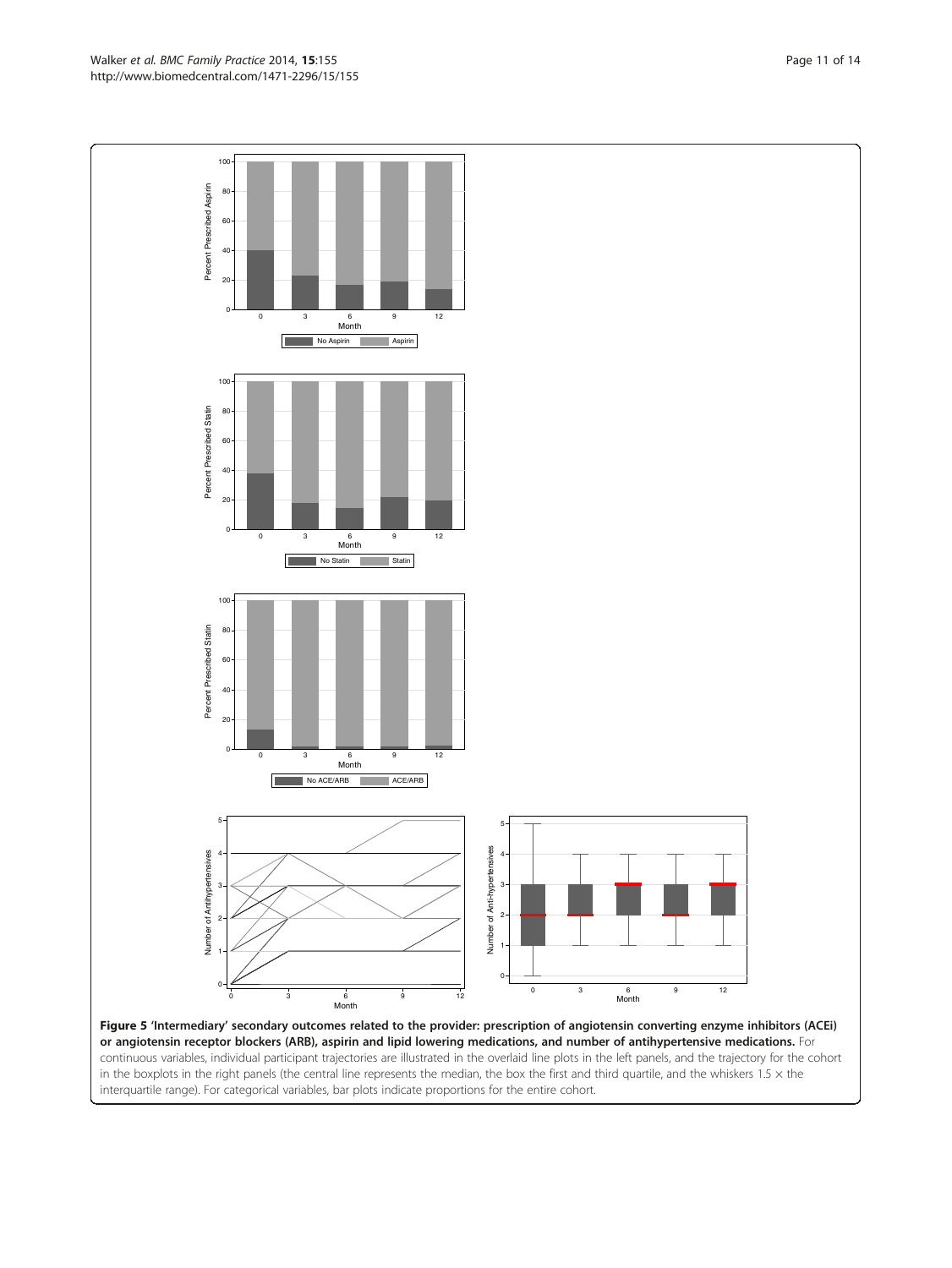**Figure 5 'Intermediary' secondary outcomes related to the provider: prescription of angiotensin converting enzyme inhibitors (ACEi) or angiotensin receptor blockers (ARB), aspirin and lipid lowering medications, and number of antihypertensive medications.** For continuous variables, individual participant trajectories are illustrated in the overlaid line plots in the left panels, and the trajectory for the cohort in the boxplots in the right panels (the central line represents the median, the box the first and third quartile, and the whiskers 1.5 × the interquartile range). For categorical variables, bar plots indicate proportions for the entire cohort.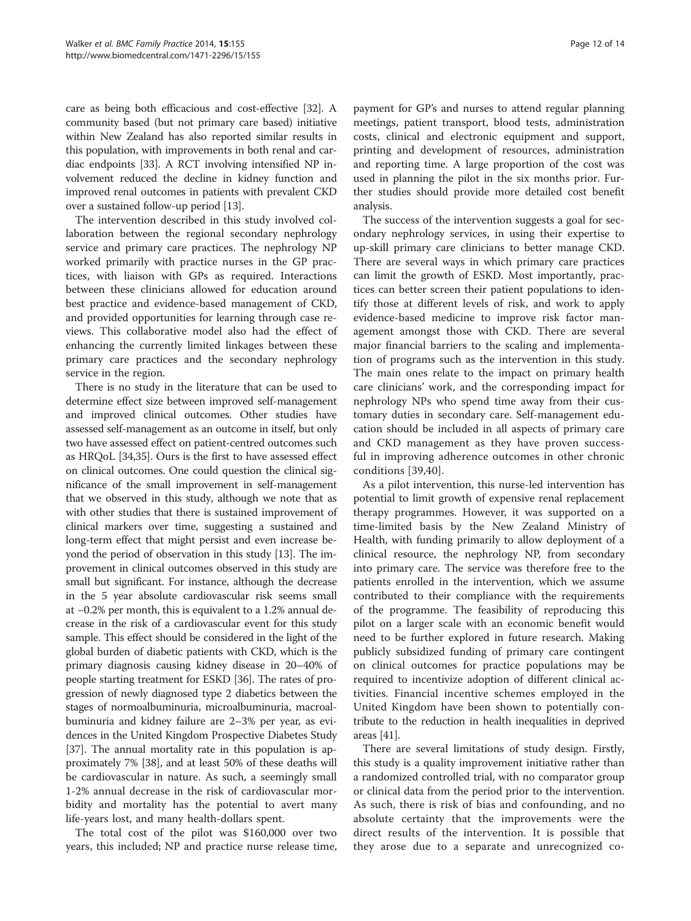care as being both efficacious and cost-effective [32]. A community based (but not primary care based) initiative within New Zealand has also reported similar results in this population, with improvements in both renal and cardiac endpoints [33]. A RCT involving intensified NP involvement reduced the decline in kidney function and improved renal outcomes in patients with prevalent CKD over a sustained follow-up period [13].

The intervention described in this study involved collaboration between the regional secondary nephrology service and primary care practices. The nephrology NP worked primarily with practice nurses in the GP practices, with liaison with GPs as required. Interactions between these clinicians allowed for education around best practice and evidence-based management of CKD, and provided opportunities for learning through case reviews. This collaborative model also had the effect of enhancing the currently limited linkages between these primary care practices and the secondary nephrology service in the region.

There is no study in the literature that can be used to determine effect size between improved self-management and improved clinical outcomes. Other studies have assessed self-management as an outcome in itself, but only two have assessed effect on patient-centred outcomes such as HRQoL [34,35]. Ours is the first to have assessed effect on clinical outcomes. One could question the clinical significance of the small improvement in self-management that we observed in this study, although we note that as with other studies that there is sustained improvement of clinical markers over time, suggesting a sustained and long-term effect that might persist and even increase beyond the period of observation in this study [13]. The improvement in clinical outcomes observed in this study are small but significant. For instance, although the decrease in the 5 year absolute cardiovascular risk seems small at −0.2% per month, this is equivalent to a 1.2% annual decrease in the risk of a cardiovascular event for this study sample. This effect should be considered in the light of the global burden of diabetic patients with CKD, which is the primary diagnosis causing kidney disease in 20–40% of people starting treatment for ESKD [36]. The rates of progression of newly diagnosed type 2 diabetics between the stages of normoalbuminuria, microalbuminuria, macroalbuminuria and kidney failure are 2–3% per year, as evidences in the United Kingdom Prospective Diabetes Study [37]. The annual mortality rate in this population is approximately 7% [38], and at least 50% of these deaths will be cardiovascular in nature. As such, a seemingly small 1-2% annual decrease in the risk of cardiovascular morbidity and mortality has the potential to avert many life-years lost, and many health-dollars spent.

The total cost of the pilot was $160,000 over two years, this included; NP and practice nurse release time, payment for GP's and nurses to attend regular planning meetings, patient transport, blood tests, administration costs, clinical and electronic equipment and support, printing and development of resources, administration and reporting time. A large proportion of the cost was used in planning the pilot in the six months prior. Further studies should provide more detailed cost benefit analysis.

The success of the intervention suggests a goal for secondary nephrology services, in using their expertise to up-skill primary care clinicians to better manage CKD. There are several ways in which primary care practices can limit the growth of ESKD. Most importantly, practices can better screen their patient populations to identify those at different levels of risk, and work to apply evidence-based medicine to improve risk factor management amongst those with CKD. There are several major financial barriers to the scaling and implementation of programs such as the intervention in this study. The main ones relate to the impact on primary health care clinicians' work, and the corresponding impact for nephrology NPs who spend time away from their customary duties in secondary care. Self-management education should be included in all aspects of primary care and CKD management as they have proven successful in improving adherence outcomes in other chronic conditions [39,40].

As a pilot intervention, this nurse-led intervention has potential to limit growth of expensive renal replacement therapy programmes. However, it was supported on a time-limited basis by the New Zealand Ministry of Health, with funding primarily to allow deployment of a clinical resource, the nephrology NP, from secondary into primary care. The service was therefore free to the patients enrolled in the intervention, which we assume contributed to their compliance with the requirements of the programme. The feasibility of reproducing this pilot on a larger scale with an economic benefit would need to be further explored in future research. Making publicly subsidized funding of primary care contingent on clinical outcomes for practice populations may be required to incentivize adoption of different clinical activities. Financial incentive schemes employed in the United Kingdom have been shown to potentially contribute to the reduction in health inequalities in deprived areas [41].

There are several limitations of study design. Firstly, this study is a quality improvement initiative rather than a randomized controlled trial, with no comparator group or clinical data from the period prior to the intervention. As such, there is risk of bias and confounding, and no absolute certainty that the improvements were the direct results of the intervention. It is possible that they arose due to a separate and unrecognized co-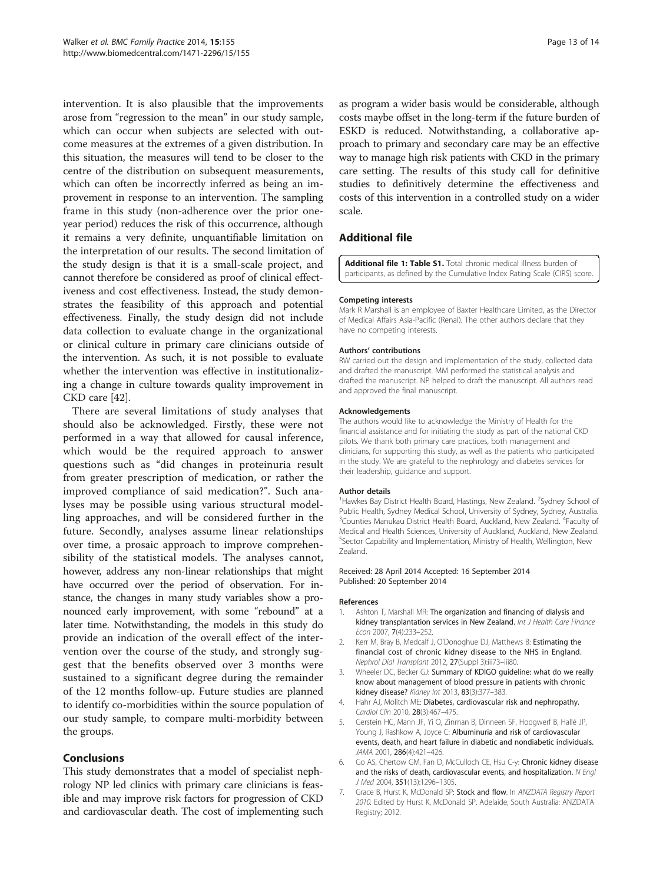intervention. It is also plausible that the improvements arose from "regression to the mean" in our study sample, which can occur when subjects are selected with outcome measures at the extremes of a given distribution. In this situation, the measures will tend to be closer to the centre of the distribution on subsequent measurements, which can often be incorrectly inferred as being an improvement in response to an intervention. The sampling frame in this study (non-adherence over the prior one-year period) reduces the risk of this occurrence, although it remains a very definite, unquantifiable limitation on the interpretation of our results. The second limitation of the study design is that it is a small-scale project, and cannot therefore be considered as proof of clinical effectiveness and cost effectiveness. Instead, the study demonstrates the feasibility of this approach and potential effectiveness. Finally, the study design did not include data collection to evaluate change in the organizational or clinical culture in primary care clinicians outside of the intervention. As such, it is not possible to evaluate whether the intervention was effective in institutionalizing a change in culture towards quality improvement in CKD care [42].

There are several limitations of study analyses that should also be acknowledged. Firstly, these were not performed in a way that allowed for causal inference, which would be the required approach to answer questions such as "did changes in proteinuria result from greater prescription of medication, or rather the improved compliance of said medication?". Such analyses may be possible using various structural modelling approaches, and will be considered further in the future. Secondly, analyses assume linear relationships over time, a prosaic approach to improve comprehensibility of the statistical models. The analyses cannot, however, address any non-linear relationships that might have occurred over the period of observation. For instance, the changes in many study variables show a pronounced early improvement, with some "rebound" at a later time. Notwithstanding, the models in this study do provide an indication of the overall effect of the intervention over the course of the study, and strongly suggest that the benefits observed over 3 months were sustained to a significant degree during the remainder of the 12 months follow-up. Future studies are planned to identify co-morbidities within the source population of our study sample, to compare multi-morbidity between the groups.

## Conclusions

This study demonstrates that a model of specialist nephrology NP led clinics with primary care clinicians is feasible and may improve risk factors for progression of CKD and cardiovascular death. The cost of implementing such as program a wider basis would be considerable, although costs maybe offset in the long-term if the future burden of ESKD is reduced. Notwithstanding, a collaborative approach to primary and secondary care may be an effective way to manage high risk patients with CKD in the primary care setting. The results of this study call for definitive studies to definitively determine the effectiveness and costs of this intervention in a controlled study on a wider scale.

## Additional file

**Additional file 1: Table S1.** Total chronic medical illness burden of participants, as defined by the Cumulative Index Rating Scale (CIRS) score.

#### Competing interests

Mark R Marshall is an employee of Baxter Healthcare Limited, as the Director of Medical Affairs Asia-Pacific (Renal). The other authors declare that they have no competing interests.

#### Authors' contributions

RW carried out the design and implementation of the study, collected data and drafted the manuscript. MM performed the statistical analysis and drafted the manuscript. NP helped to draft the manuscript. All authors read and approved the final manuscript.

#### Acknowledgements

The authors would like to acknowledge the Ministry of Health for the financial assistance and for initiating the study as part of the national CKD pilots. We thank both primary care practices, both management and clinicians, for supporting this study, as well as the patients who participated in the study. We are grateful to the nephrology and diabetes services for their leadership, guidance and support.

#### Author details

[1]Hawkes Bay District Health Board, Hastings, New Zealand. [2]Sydney School of Public Health, Sydney Medical School, University of Sydney, Sydney, Australia. [3]Counties Manukau District Health Board, Auckland, New Zealand. [4]Faculty of Medical and Health Sciences, University of Auckland, Auckland, New Zealand. [5]Sector Capability and Implementation, Ministry of Health, Wellington, New Zealand.

Received: 28 April 2014 Accepted: 16 September 2014
Published: 20 September 2014

#### References

1. Ashton T, Marshall MR: **The organization and financing of dialysis and kidney transplantation services in New Zealand.** *Int J Health Care Finance Econ* 2007, **7**(4):233–252.
2. Kerr M, Bray B, Medcalf J, O'Donoghue DJ, Matthews B: **Estimating the financial cost of chronic kidney disease to the NHS in England.** *Nephrol Dial Transplant* 2012, **27**(Suppl 3):iii73–iii80.
3. Wheeler DC, Becker GJ: **Summary of KDIGO guideline: what do we really know about management of blood pressure in patients with chronic kidney disease?** *Kidney Int* 2013, **83**(3):377–383.
4. Hahr AJ, Molitch ME: **Diabetes, cardiovascular risk and nephropathy.** *Cardiol Clin* 2010, **28**(3):467–475.
5. Gerstein HC, Mann JF, Yi Q, Zinman B, Dinneen SF, Hoogwerf B, Hallé JP, Young J, Rashkow A, Joyce C: **Albuminuria and risk of cardiovascular events, death, and heart failure in diabetic and nondiabetic individuals.** *JAMA* 2001, **286**(4):421–426.
6. Go AS, Chertow GM, Fan D, McCulloch CE, Hsu C-y: **Chronic kidney disease and the risks of death, cardiovascular events, and hospitalization.** *N Engl J Med* 2004, **351**(13):1296–1305.
7. Grace B, Hurst K, McDonald SP: **Stock and flow.** In *ANZDATA Registry Report 2010.* Edited by Hurst K, McDonald SP. Adelaide, South Australia: ANZDATA Registry; 2012.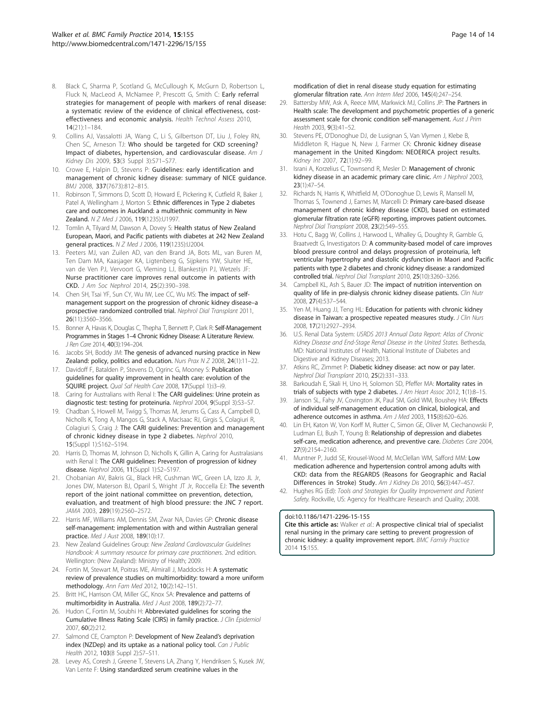8. Black C, Sharma P, Scotland G, McCullough K, McGurn D, Robertson L, Fluck N, MacLeod A, McNamee P, Prescott G, Smith C: **Early referral strategies for management of people with markers of renal disease: a systematic review of the evidence of clinical effectiveness, cost-effectiveness and economic analysis.** *Health Technol Assess* 2010, **14**(21):1–184.
9. Collins AJ, Vassalotti JA, Wang C, Li S, Gilbertson DT, Liu J, Foley RN, Chen SC, Arneson TJ: **Who should be targeted for CKD screening? Impact of diabetes, hypertension, and cardiovascular disease.** *Am J Kidney Dis* 2009, **53**(3 Suppl 3):S71–S77.
10. Crowe E, Halpin D, Stevens P: **Guidelines: early identification and management of chronic kidney disease: summary of NICE guidance.** *BMJ* 2008, **337**(7673):812–815.
11. Robinson T, Simmons D, Scott D, Howard E, Pickering K, Cutfield R, Baker J, Patel A, Wellingham J, Morton S: **Ethnic differences in Type 2 diabetes care and outcomes in Auckland: a multiethnic community in New Zealand.** *N Z Med J* 2006, **119**(1235):U1997.
12. Tomlin A, Tilyard M, Dawson A, Dovey S: **Health status of New Zealand European, Maori, and Pacific patients with diabetes at 242 New Zealand general practices.** *N Z Med J* 2006, **119**(1235):U2004.
13. Peeters MJ, van Zuilen AD, van den Brand JA, Bots ML, van Buren M, Ten Dam MA, Kaasjager KA, Ligtenberg G, Sijpkens YW, Sluiter HE, van de Ven PJ, Vervoort G, Vleming LJ, Blankestijn PJ, Wetzels JF: **Nurse practitioner care improves renal outcome in patients with CKD.** *J Am Soc Nephrol* 2014, **25**(2):390–398.
14. Chen SH, Tsai YF, Sun CY, Wu IW, Lee CC, Wu MS: **The impact of self-management support on the progression of chronic kidney disease–a prospective randomized controlled trial.** *Nephrol Dial Transplant* 2011, **26**(11):3560–3566.
15. Bonner A, Havas K, Douglas C, Thepha T, Bennett P, Clark R: **Self-Management Programmes in Stages 1–4 Chronic Kidney Disease: A Literature Review.** *J Ren Care* 2014, **40**(3):194–204.
16. Jacobs SH, Boddy JM: **The genesis of advanced nursing practice in New Zealand: policy, politics and education.** *Nurs Prax N Z* 2008, **24**(1):11–22.
17. Davidoff F, Batalden P, Stevens D, Ogrinc G, Mooney S: **Publication guidelines for quality improvement in health care: evolution of the SQUIRE project.** *Qual Saf Health Care* 2008, **17**(Suppl 1):i3–i9.
18. Caring for Australians with Renal I: **The CARI guidelines: Urine protein as diagnostic test: testing for proteinuria.** *Nephrol* 2004, **9**(Suppl 3):S3–S7.
19. Chadban S, Howell M, Twigg S, Thomas M, Jerums G, Cass A, Campbell D, Nicholls K, Tong A, Mangos G, Stack A, MacIsaac RJ, Girgis S, Colagiuri R, Colagiuri S, Craig J: **The CARI guidelines: Prevention and management of chronic kidney disease in type 2 diabetes.** *Nephrol* 2010, **15**(Suppl 1):S162–S194.
20. Harris D, Thomas M, Johnson D, Nicholls K, Gillin A, Caring for Australasians with Renal I: **The CARI guidelines: Prevention of progression of kidney disease.** *Nephrol* 2006, **11**(Suppl 1):S2–S197.
21. Chobanian AV, Bakris GL, Black HR, Cushman WC, Green LA, Izzo JL Jr, Jones DW, Materson BJ, Oparil S, Wright JT Jr, Roccella EJ: **The seventh report of the joint national committee on prevention, detection, evaluation, and treatment of high blood pressure: the JNC 7 report.** *JAMA* 2003, **289**(19):2560–2572.
22. Harris MF, Williams AM, Dennis SM, Zwar NA, Davies GP: **Chronic disease self-management: implementation with and within Australian general practice.** *Med J Aust* 2008, **189**(10):17.
23. New Zealand Guidelines Group: *New Zealand Cardiovascular Guidelines Handbook: A summary resource for primary care practitioners.* 2nd edition. Wellington: (New Zealand): Ministry of Health; 2009.
24. Fortin M, Stewart M, Poitras ME, Almirall J, Maddocks H: **A systematic review of prevalence studies on multimorbidity: toward a more uniform methodology.** *Ann Fam Med* 2012, **10**(2):142–151.
25. Britt HC, Harrison CM, Miller GC, Knox SA: **Prevalence and patterns of multimorbidity in Australia.** *Med J Aust* 2008, **189**(2):72–77.
26. Hudon C, Fortin M, Soubhi H: **Abbreviated guidelines for scoring the Cumulative Illness Rating Scale (CIRS) in family practice.** *J Clin Epidemiol* 2007, **60**(2):212.
27. Salmond CE, Crampton P: **Development of New Zealand's deprivation index (NZDep) and its uptake as a national policy tool.** *Can J Public Health* 2012, **103**(8 Suppl 2):S7–S11.
28. Levey AS, Coresh J, Greene T, Stevens LA, Zhang Y, Hendriksen S, Kusek JW, Van Lente F: **Using standardized serum creatinine values in the modification of diet in renal disease study equation for estimating glomerular filtration rate.** *Ann Intern Med* 2006, **145**(4):247–254.
29. Battersby MW, Ask A, Reece MM, Markwick MJ, Collins JP: **The Partners in Health scale: The development and psychometric properties of a generic assessment scale for chronic condition self-management.** *Aust J Prim Health* 2003, **9**(3):41–52.
30. Stevens PE, O'Donoghue DJ, de Lusignan S, Van Vlymen J, Klebe B, Middleton R, Hague N, New J, Farmer CK: **Chronic kidney disease management in the United Kingdom: NEOERICA project results.** *Kidney Int* 2007, **72**(1):92–99.
31. Israni A, Korzelius C, Townsend R, Mesler D: **Management of chronic kidney disease in an academic primary care clinic.** *Am J Nephrol* 2003, **23**(1):47–54.
32. Richards N, Harris K, Whitfield M, O'Donoghue D, Lewis R, Mansell M, Thomas S, Townend J, Eames M, Marcelli D: **Primary care-based disease management of chronic kidney disease (CKD), based on estimated glomerular filtration rate (eGFR) reporting, improves patient outcomes.** *Nephrol Dial Transplant* 2008, **23**(2):549–555.
33. Hotu C, Bagg W, Collins J, Harwood L, Whalley G, Doughty R, Gamble G, Braatvedt G, Investigators D: **A community-based model of care improves blood pressure control and delays progression of proteinuria, left ventricular hypertrophy and diastolic dysfunction in Maori and Pacific patients with type 2 diabetes and chronic kidney disease: a randomized controlled trial.** *Nephrol Dial Transplant* 2010, **25**(10):3260–3266.
34. Campbell KL, Ash S, Bauer JD: **The impact of nutrition intervention on quality of life in pre-dialysis chronic kidney disease patients.** *Clin Nutr* 2008, **27**(4):537–544.
35. Yen M, Huang JJ, Teng HL: **Education for patients with chronic kidney disease in Taiwan: a prospective repeated measures study.** *J Clin Nurs* 2008, **17**(21):2927–2934.
36. U.S. Renal Data System: *USRDS 2013 Annual Data Report: Atlas of Chronic Kidney Disease and End-Stage Renal Disease in the United States.* Bethesda, MD: National Institutes of Health, National Institute of Diabetes and Digestive and Kidney Diseases; 2013.
37. Atkins RC, Zimmet P: **Diabetic kidney disease: act now or pay later.** *Nephrol Dial Transplant* 2010, **25**(2):331–333.
38. Barkoudah E, Skali H, Uno H, Solomon SD, Pfeffer MA: **Mortality rates in trials of subjects with type 2 diabetes.** *J Am Heart Assoc* 2012, **1**(1):8–15.
39. Janson SL, Fahy JV, Covington JK, Paul SM, Gold WM, Boushey HA: **Effects of individual self-management education on clinical, biological, and adherence outcomes in asthma.** *Am J Med* 2003, **115**(8):620–626.
40. Lin EH, Katon W, Von Korff M, Rutter C, Simon GE, Oliver M, Ciechanowski P, Ludman EJ, Bush T, Young B: **Relationship of depression and diabetes self-care, medication adherence, and preventive care.** *Diabetes Care* 2004, **27**(9):2154–2160.
41. Muntner P, Judd SE, Krousel-Wood M, McClellan WM, Safford MM: **Low medication adherence and hypertension control among adults with CKD: data from the REGARDS (Reasons for Geographic and Racial Differences in Stroke) Study.** *Am J Kidney Dis* 2010, **56**(3):447–457.
42. Hughes RG (Ed): *Tools and Strategies for Quality Improvement and Patient Safety.* Rockville, US: Agency for Healthcare Research and Quality; 2008.

doi:10.1186/1471-2296-15-155

**Cite this article as:** Walker *et al.*: A prospective clinical trial of specialist renal nursing in the primary care setting to prevent progression of chronic kidney: a quality improvement report. *BMC Family Practice* 2014 **15**:155.